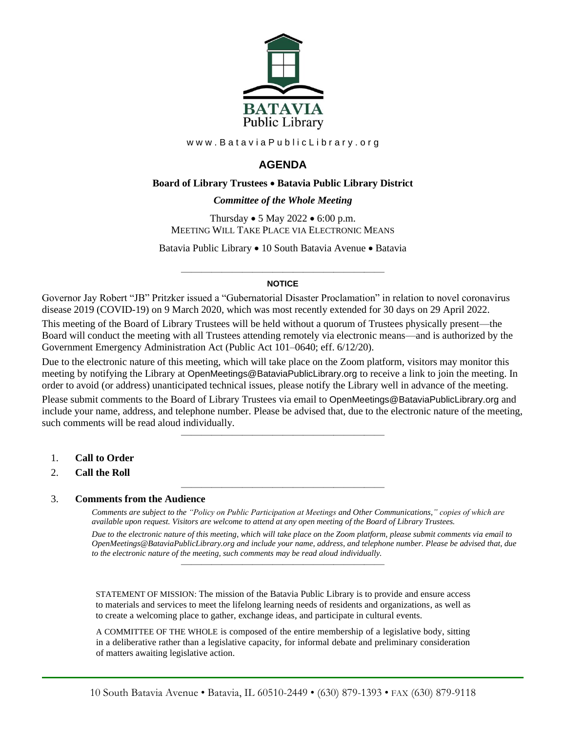BATAVIA
Public Library

www.BataviaPublicLibrary.org

# AGENDA

**Board of Library Trustees • Batavia Public Library District**

***Committee of the Whole Meeting***

Thursday • 5 May 2022 • 6:00 p.m.
MEETING WILL TAKE PLACE VIA ELECTRONIC MEANS

Batavia Public Library • 10 South Batavia Avenue • Batavia

---

**NOTICE**

Governor Jay Robert "JB" Pritzker issued a "Gubernatorial Disaster Proclamation" in relation to novel coronavirus disease 2019 (COVID-19) on 9 March 2020, which was most recently extended for 30 days on 29 April 2022.

This meeting of the Board of Library Trustees will be held without a quorum of Trustees physically present—the Board will conduct the meeting with all Trustees attending remotely via electronic means—and is authorized by the Government Emergency Administration Act (Public Act 101–0640; eff. 6/12/20).

Due to the electronic nature of this meeting, which will take place on the Zoom platform, visitors may monitor this meeting by notifying the Library at OpenMeetings@BataviaPublicLibrary.org to receive a link to join the meeting. In order to avoid (or address) unanticipated technical issues, please notify the Library well in advance of the meeting.

Please submit comments to the Board of Library Trustees via email to OpenMeetings@BataviaPublicLibrary.org and include your name, address, and telephone number. Please be advised that, due to the electronic nature of the meeting, such comments will be read aloud individually.

---

1. **Call to Order**
2. **Call the Roll**

---

3. **Comments from the Audience**

   *Comments are subject to the "Policy on Public Participation at Meetings and Other Communications," copies of which are available upon request. Visitors are welcome to attend at any open meeting of the Board of Library Trustees.*

   *Due to the electronic nature of this meeting, which will take place on the Zoom platform, please submit comments via email to OpenMeetings@BataviaPublicLibrary.org and include your name, address, and telephone number. Please be advised that, due to the electronic nature of the meeting, such comments may be read aloud individually.*

---

STATEMENT OF MISSION: The mission of the Batavia Public Library is to provide and ensure access to materials and services to meet the lifelong learning needs of residents and organizations, as well as to create a welcoming place to gather, exchange ideas, and participate in cultural events.

A COMMITTEE OF THE WHOLE is composed of the entire membership of a legislative body, sitting in a deliberative rather than a legislative capacity, for informal debate and preliminary consideration of matters awaiting legislative action.

10 South Batavia Avenue • Batavia, IL 60510-2449 • (630) 879-1393 • FAX (630) 879-9118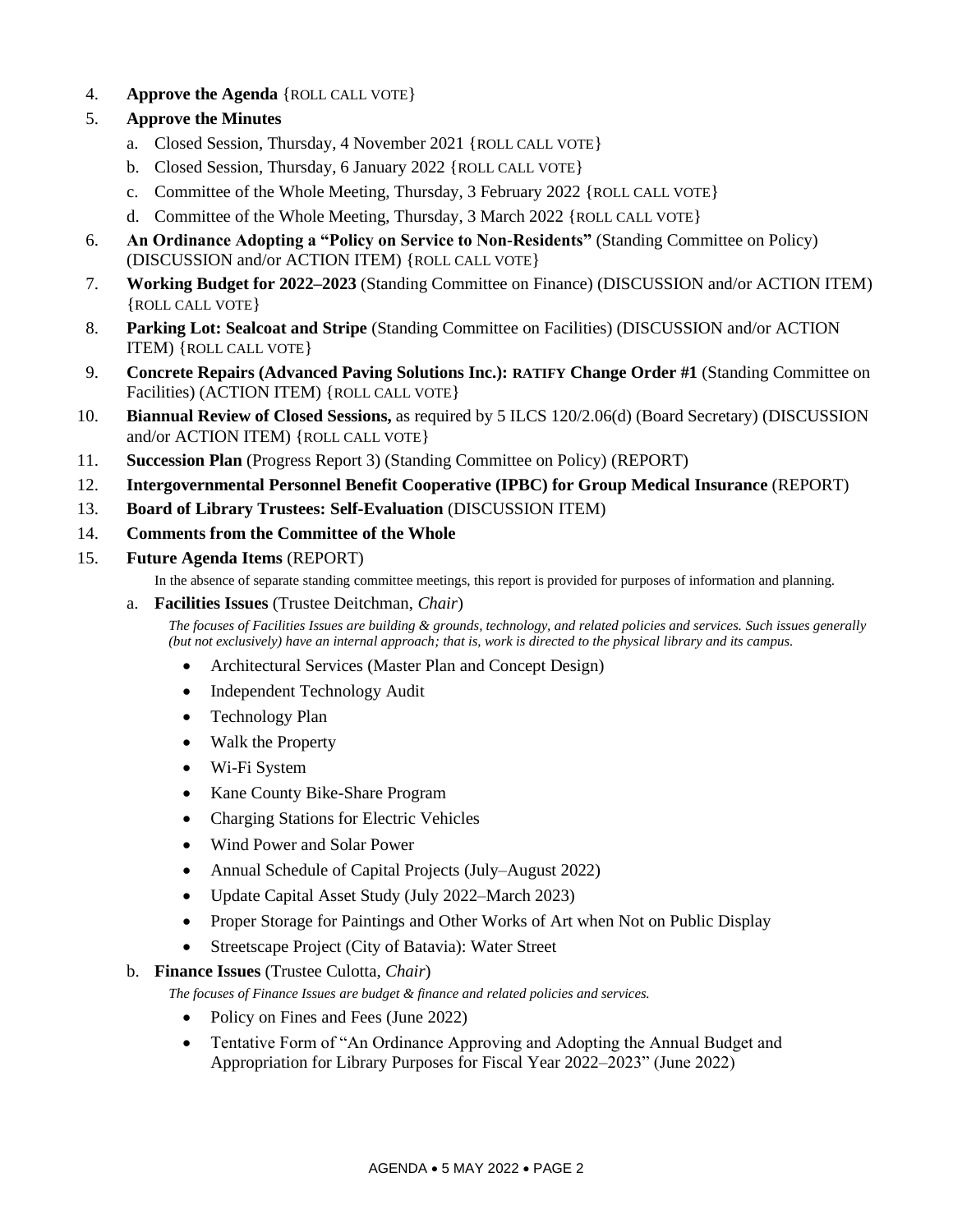4. **Approve the Agenda** {ROLL CALL VOTE}
5. **Approve the Minutes**
   a. Closed Session, Thursday, 4 November 2021 {ROLL CALL VOTE}
   b. Closed Session, Thursday, 6 January 2022 {ROLL CALL VOTE}
   c. Committee of the Whole Meeting, Thursday, 3 February 2022 {ROLL CALL VOTE}
   d. Committee of the Whole Meeting, Thursday, 3 March 2022 {ROLL CALL VOTE}
6. **An Ordinance Adopting a "Policy on Service to Non-Residents"** (Standing Committee on Policy) (DISCUSSION and/or ACTION ITEM) {ROLL CALL VOTE}
7. **Working Budget for 2022–2023** (Standing Committee on Finance) (DISCUSSION and/or ACTION ITEM) {ROLL CALL VOTE}
8. **Parking Lot: Sealcoat and Stripe** (Standing Committee on Facilities) (DISCUSSION and/or ACTION ITEM) {ROLL CALL VOTE}
9. **Concrete Repairs (Advanced Paving Solutions Inc.): RATIFY Change Order #1** (Standing Committee on Facilities) (ACTION ITEM) {ROLL CALL VOTE}
10. **Biannual Review of Closed Sessions,** as required by 5 ILCS 120/2.06(d) (Board Secretary) (DISCUSSION and/or ACTION ITEM) {ROLL CALL VOTE}
11. **Succession Plan** (Progress Report 3) (Standing Committee on Policy) (REPORT)
12. **Intergovernmental Personnel Benefit Cooperative (IPBC) for Group Medical Insurance** (REPORT)
13. **Board of Library Trustees: Self-Evaluation** (DISCUSSION ITEM)
14. **Comments from the Committee of the Whole**
15. **Future Agenda Items** (REPORT)

   In the absence of separate standing committee meetings, this report is provided for purposes of information and planning.

   a. **Facilities Issues** (Trustee Deitchman, *Chair*)

      *The focuses of Facilities Issues are building & grounds, technology, and related policies and services. Such issues generally (but not exclusively) have an internal approach; that is, work is directed to the physical library and its campus.*

      - Architectural Services (Master Plan and Concept Design)
      - Independent Technology Audit
      - Technology Plan
      - Walk the Property
      - Wi-Fi System
      - Kane County Bike-Share Program
      - Charging Stations for Electric Vehicles
      - Wind Power and Solar Power
      - Annual Schedule of Capital Projects (July–August 2022)
      - Update Capital Asset Study (July 2022–March 2023)
      - Proper Storage for Paintings and Other Works of Art when Not on Public Display
      - Streetscape Project (City of Batavia): Water Street

   b. **Finance Issues** (Trustee Culotta, *Chair*)

      *The focuses of Finance Issues are budget & finance and related policies and services.*

      - Policy on Fines and Fees (June 2022)
      - Tentative Form of "An Ordinance Approving and Adopting the Annual Budget and Appropriation for Library Purposes for Fiscal Year 2022–2023" (June 2022)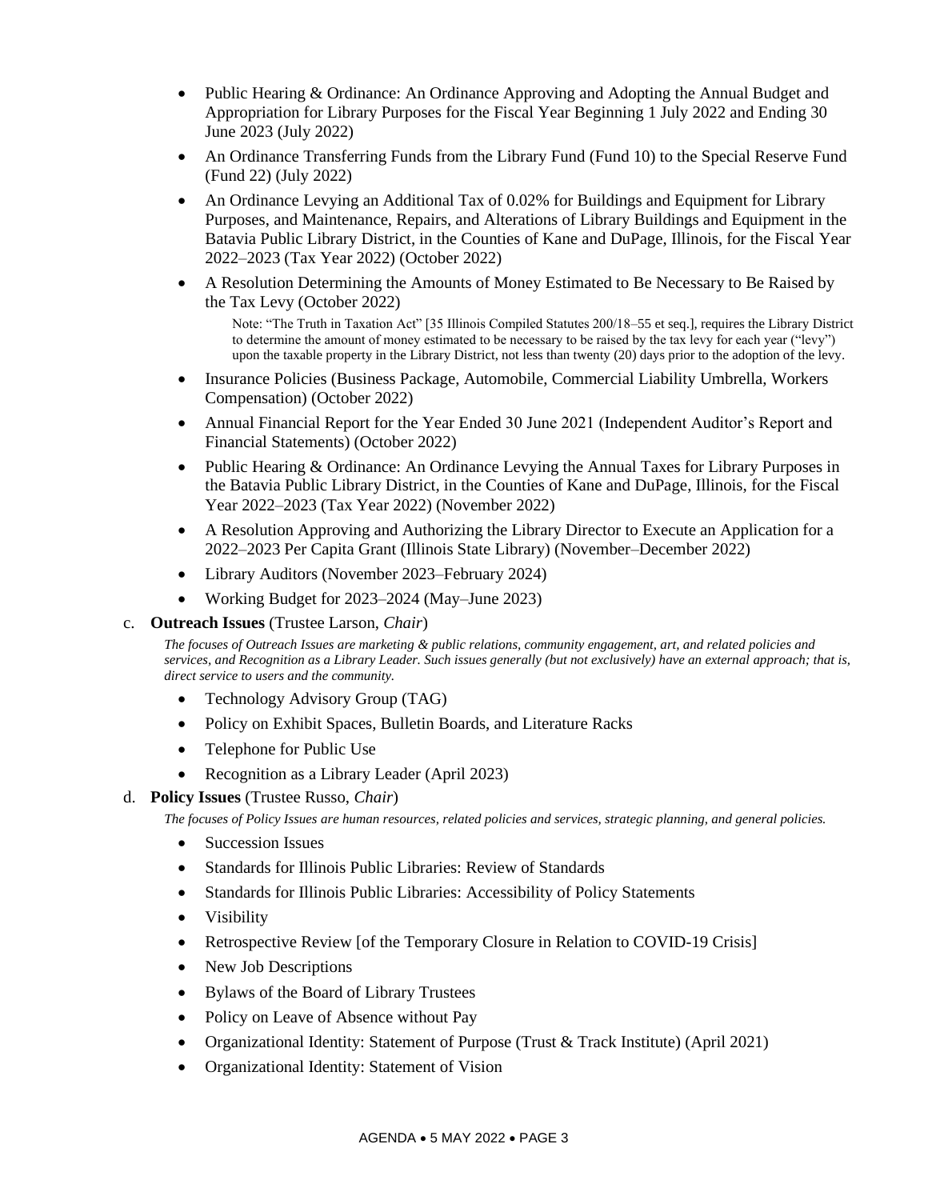- Public Hearing & Ordinance: An Ordinance Approving and Adopting the Annual Budget and Appropriation for Library Purposes for the Fiscal Year Beginning 1 July 2022 and Ending 30 June 2023 (July 2022)
- An Ordinance Transferring Funds from the Library Fund (Fund 10) to the Special Reserve Fund (Fund 22) (July 2022)
- An Ordinance Levying an Additional Tax of 0.02% for Buildings and Equipment for Library Purposes, and Maintenance, Repairs, and Alterations of Library Buildings and Equipment in the Batavia Public Library District, in the Counties of Kane and DuPage, Illinois, for the Fiscal Year 2022–2023 (Tax Year 2022) (October 2022)
- A Resolution Determining the Amounts of Money Estimated to Be Necessary to Be Raised by the Tax Levy (October 2022)

  Note: "The Truth in Taxation Act" [35 Illinois Compiled Statutes 200/18–55 et seq.], requires the Library District to determine the amount of money estimated to be necessary to be raised by the tax levy for each year ("levy") upon the taxable property in the Library District, not less than twenty (20) days prior to the adoption of the levy.

- Insurance Policies (Business Package, Automobile, Commercial Liability Umbrella, Workers Compensation) (October 2022)
- Annual Financial Report for the Year Ended 30 June 2021 (Independent Auditor's Report and Financial Statements) (October 2022)
- Public Hearing & Ordinance: An Ordinance Levying the Annual Taxes for Library Purposes in the Batavia Public Library District, in the Counties of Kane and DuPage, Illinois, for the Fiscal Year 2022–2023 (Tax Year 2022) (November 2022)
- A Resolution Approving and Authorizing the Library Director to Execute an Application for a 2022–2023 Per Capita Grant (Illinois State Library) (November–December 2022)
- Library Auditors (November 2023–February 2024)
- Working Budget for 2023–2024 (May–June 2023)

c. **Outreach Issues** (Trustee Larson, *Chair*)

*The focuses of Outreach Issues are marketing & public relations, community engagement, art, and related policies and services, and Recognition as a Library Leader. Such issues generally (but not exclusively) have an external approach; that is, direct service to users and the community.*

- Technology Advisory Group (TAG)
- Policy on Exhibit Spaces, Bulletin Boards, and Literature Racks
- Telephone for Public Use
- Recognition as a Library Leader (April 2023)

d. **Policy Issues** (Trustee Russo, *Chair*)

*The focuses of Policy Issues are human resources, related policies and services, strategic planning, and general policies.*

- Succession Issues
- Standards for Illinois Public Libraries: Review of Standards
- Standards for Illinois Public Libraries: Accessibility of Policy Statements
- Visibility
- Retrospective Review [of the Temporary Closure in Relation to COVID-19 Crisis]
- New Job Descriptions
- Bylaws of the Board of Library Trustees
- Policy on Leave of Absence without Pay
- Organizational Identity: Statement of Purpose (Trust & Track Institute) (April 2021)
- Organizational Identity: Statement of Vision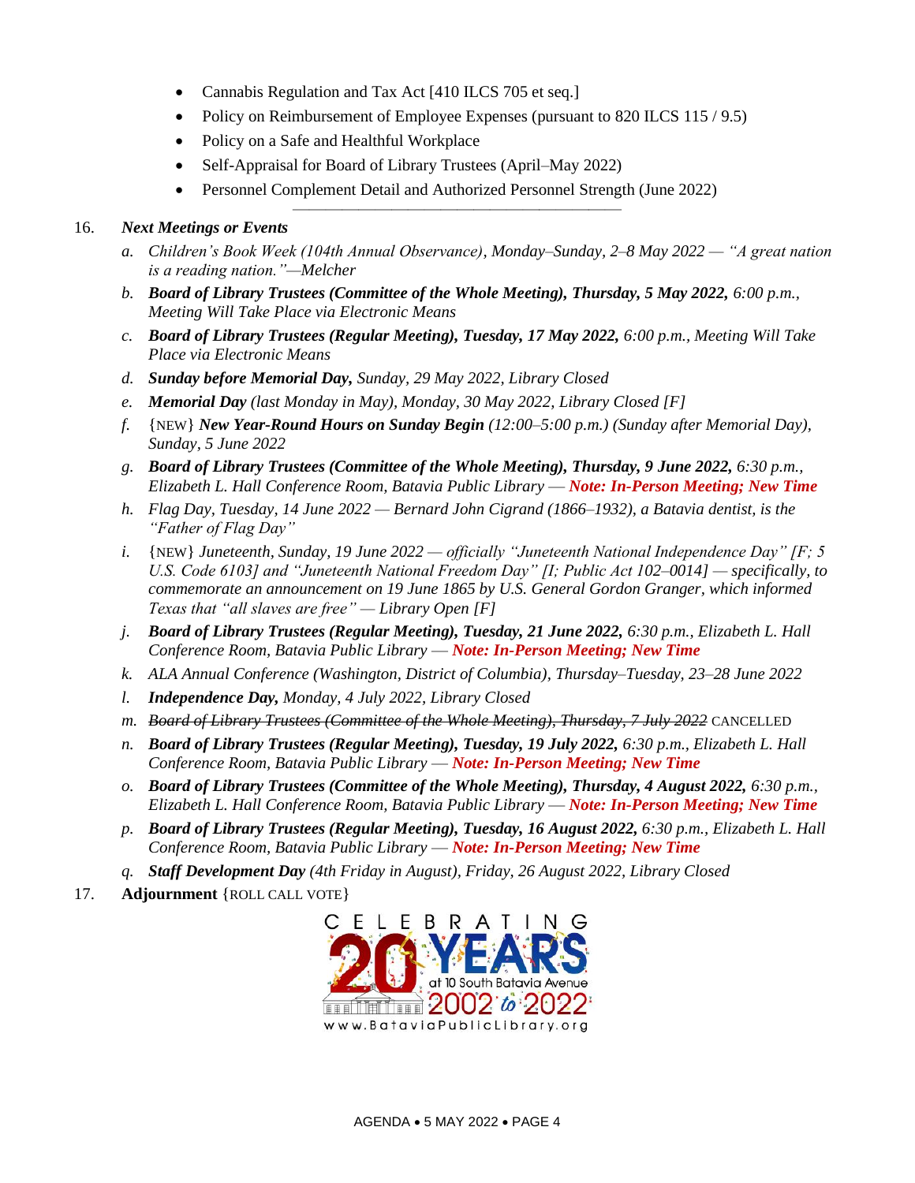- Cannabis Regulation and Tax Act [410 ILCS 705 et seq.]
- Policy on Reimbursement of Employee Expenses (pursuant to 820 ILCS 115 / 9.5)
- Policy on a Safe and Healthful Workplace
- Self-Appraisal for Board of Library Trustees (April–May 2022)
- Personnel Complement Detail and Authorized Personnel Strength (June 2022)

---

16. ***Next Meetings or Events***

   a. *Children's Book Week (104th Annual Observance), Monday–Sunday, 2–8 May 2022 — "A great nation is a reading nation."—Melcher*

   b. ***Board of Library Trustees (Committee of the Whole Meeting), Thursday, 5 May 2022,*** *6:00 p.m., Meeting Will Take Place via Electronic Means*

   c. ***Board of Library Trustees (Regular Meeting), Tuesday, 17 May 2022,*** *6:00 p.m., Meeting Will Take Place via Electronic Means*

   d. ***Sunday before Memorial Day,*** *Sunday, 29 May 2022, Library Closed*

   e. ***Memorial Day*** *(last Monday in May), Monday, 30 May 2022, Library Closed [F]*

   f. {NEW} ***New Year-Round Hours on Sunday Begin*** *(12:00–5:00 p.m.) (Sunday after Memorial Day), Sunday, 5 June 2022*

   g. ***Board of Library Trustees (Committee of the Whole Meeting), Thursday, 9 June 2022,*** *6:30 p.m., Elizabeth L. Hall Conference Room, Batavia Public Library —* ***Note: In-Person Meeting; New Time***

   h. *Flag Day, Tuesday, 14 June 2022 — Bernard John Cigrand (1866–1932), a Batavia dentist, is the "Father of Flag Day"*

   i. {NEW} *Juneteenth, Sunday, 19 June 2022 — officially "Juneteenth National Independence Day" [F; 5 U.S. Code 6103] and "Juneteenth National Freedom Day" [I; Public Act 102–0014] — specifically, to commemorate an announcement on 19 June 1865 by U.S. General Gordon Granger, which informed Texas that "all slaves are free" — Library Open [F]*

   j. ***Board of Library Trustees (Regular Meeting), Tuesday, 21 June 2022,*** *6:30 p.m., Elizabeth L. Hall Conference Room, Batavia Public Library —* ***Note: In-Person Meeting; New Time***

   k. *ALA Annual Conference (Washington, District of Columbia), Thursday–Tuesday, 23–28 June 2022*

   l. ***Independence Day,*** *Monday, 4 July 2022, Library Closed*

   m. ~~*Board of Library Trustees (Committee of the Whole Meeting), Thursday, 7 July 2022*~~ CANCELLED

   n. ***Board of Library Trustees (Regular Meeting), Tuesday, 19 July 2022,*** *6:30 p.m., Elizabeth L. Hall Conference Room, Batavia Public Library —* ***Note: In-Person Meeting; New Time***

   o. ***Board of Library Trustees (Committee of the Whole Meeting), Thursday, 4 August 2022,*** *6:30 p.m., Elizabeth L. Hall Conference Room, Batavia Public Library —* ***Note: In-Person Meeting; New Time***

   p. ***Board of Library Trustees (Regular Meeting), Tuesday, 16 August 2022,*** *6:30 p.m., Elizabeth L. Hall Conference Room, Batavia Public Library —* ***Note: In-Person Meeting; New Time***

   q. ***Staff Development Day*** *(4th Friday in August), Friday, 26 August 2022, Library Closed*

17. **Adjournment** {ROLL CALL VOTE}

CELEBRATING 20 YEARS at 10 South Batavia Avenue 2002 to 2022

www.BataviaPublicLibrary.org